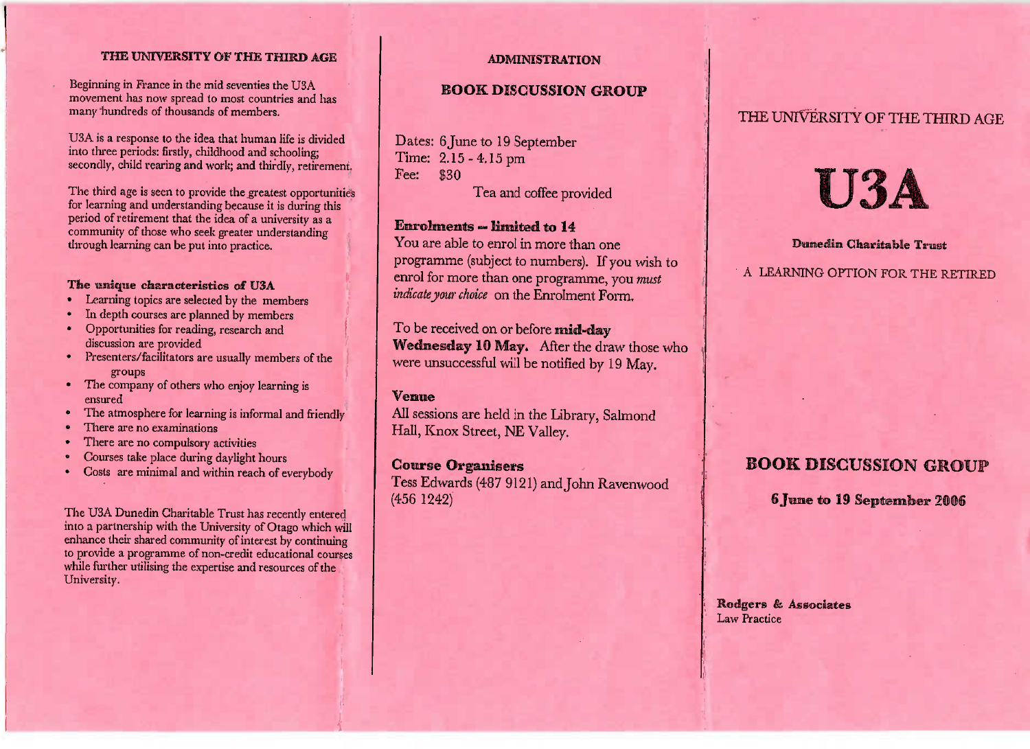## THE UNIVERSITY OF THE THIRD AGE

Beginning in France in the mid seventies the U3A movement has now spread to most countries and has many hundreds of thousands of members.

U3A is a response to the idea that human life is divided into three periods: firstly, childhood and schooling; secondly, child rearing and work; and thirdly, retirement.

The third age is seen to provide the greatest opportunities for learning and understanding because it is during this period of retirement that the idea of a university as a community of those who seek greater understanding through learning can be put into practice.

### The unique characteristics of U3A

- Learning topics are selected by the members
- In depth courses are planned by members
- Opportunities for reading, research and discussion are provided
- Presenters/facilitators are usually members of the groups
- The company of others who enjoy learning is ensured
- The atmosphere for learning is informal and friendly
- There are no examinations
- There are no compulsory activities
- Courses take place during daylight hours
- Costs are minimal and within reach of everybody

The U3A Dunedin Charitable Trust has recently entered into a partnership with the University of Otago which will enhance their shared community of interest by continuing to provide a programme of non-credit educational courses while further utilising the expertise and resources of the University.

## ADMINISTRATION

## BOOK DISCUSSION GROUP

Dates: 6 June to 19 September
Time: 2.15 - 4.15 pm
Fee: $30

Tea and coffee provided

### Enrolments – limited to 14

You are able to enrol in more than one programme (subject to numbers). If you wish to enrol for more than one programme, you *must indicate your choice* on the Enrolment Form.

To be received on or before **mid-day Wednesday 10 May.** After the draw those who were unsuccessful will be notified by 19 May.

### Venue

All sessions are held in the Library, Salmond Hall, Knox Street, NE Valley.

### Course Organisers

Tess Edwards (487 9121) and John Ravenwood (456 1242)

# THE UNIVERSITY OF THE THIRD AGE

# U3A

**Dunedin Charitable Trust**

A LEARNING OPTION FOR THE RETIRED

## BOOK DISCUSSION GROUP

**6 June to 19 September 2006**

**Rodgers & Associates**
Law Practice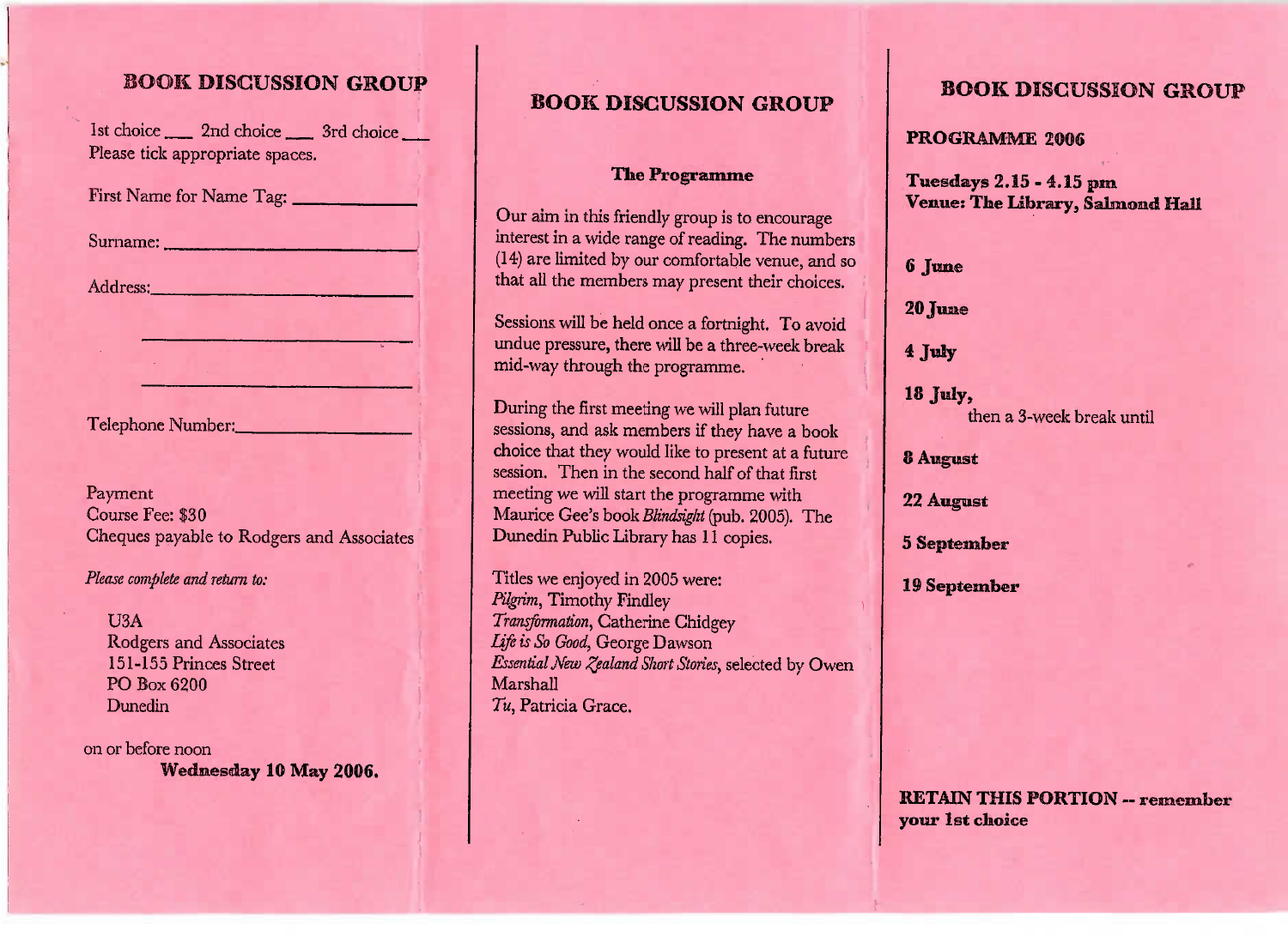## BOOK DISCUSSION GROUP

1st choice ___ 2nd choice ___ 3rd choice ___
Please tick appropriate spaces.

First Name for Name Tag: ____________

Surname: ____________________

Address: ____________________

____________________

____________________

Telephone Number: ____________________

Payment
Course Fee: $30
Cheques payable to Rodgers and Associates

*Please complete and return to:*

U3A
Rodgers and Associates
151-155 Princes Street
PO Box 6200
Dunedin

on or before noon
**Wednesday 10 May 2006.**

## BOOK DISCUSSION GROUP

### The Programme

Our aim in this friendly group is to encourage interest in a wide range of reading. The numbers (14) are limited by our comfortable venue, and so that all the members may present their choices.

Sessions will be held once a fortnight. To avoid undue pressure, there will be a three-week break mid-way through the programme.

During the first meeting we will plan future sessions, and ask members if they have a book choice that they would like to present at a future session. Then in the second half of that first meeting we will start the programme with Maurice Gee's book *Blindsight* (pub. 2005). The Dunedin Public Library has 11 copies.

Titles we enjoyed in 2005 were:
*Pilgrim*, Timothy Findley
*Transformation*, Catherine Chidgey
*Life is So Good*, George Dawson
*Essential New Zealand Short Stories*, selected by Owen Marshall
*Tu*, Patricia Grace.

## BOOK DISCUSSION GROUP

**PROGRAMME 2006**

**Tuesdays 2.15 - 4.15 pm**
**Venue: The Library, Salmond Hall**

**6 June**

**20 June**

**4 July**

**18 July,**
then a 3-week break until

**8 August**

**22 August**

**5 September**

**19 September**

**RETAIN THIS PORTION -- remember your 1st choice**